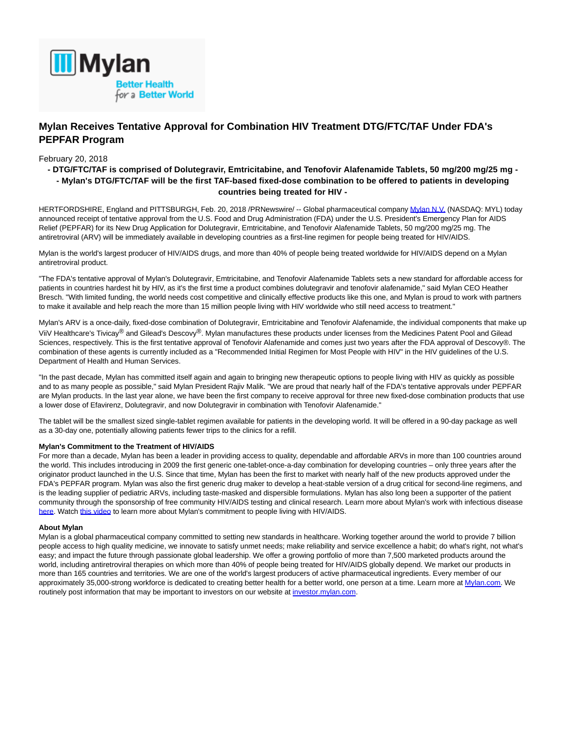# Mylan Receives Tentative Approval for Combination HIV Treatment DTG/FTC/TAF Under FDA's PEPFAR Program

February 20, 2018

**- DTG/FTC/TAF is comprised of Dolutegravir, Emtricitabine, and Tenofovir Alafenamide Tablets, 50 mg/200 mg/25 mg -**
**- Mylan's DTG/FTC/TAF will be the first TAF-based fixed-dose combination to be offered to patients in developing countries being treated for HIV -**

HERTFORDSHIRE, England and PITTSBURGH, Feb. 20, 2018 /PRNewswire/ -- Global pharmaceutical company Mylan N.V. (NASDAQ: MYL) today announced receipt of tentative approval from the U.S. Food and Drug Administration (FDA) under the U.S. President's Emergency Plan for AIDS Relief (PEPFAR) for its New Drug Application for Dolutegravir, Emtricitabine, and Tenofovir Alafenamide Tablets, 50 mg/200 mg/25 mg. The antiretroviral (ARV) will be immediately available in developing countries as a first-line regimen for people being treated for HIV/AIDS.

Mylan is the world's largest producer of HIV/AIDS drugs, and more than 40% of people being treated worldwide for HIV/AIDS depend on a Mylan antiretroviral product.

"The FDA's tentative approval of Mylan's Dolutegravir, Emtricitabine, and Tenofovir Alafenamide Tablets sets a new standard for affordable access for patients in countries hardest hit by HIV, as it's the first time a product combines dolutegravir and tenofovir alafenamide," said Mylan CEO Heather Bresch. "With limited funding, the world needs cost competitive and clinically effective products like this one, and Mylan is proud to work with partners to make it available and help reach the more than 15 million people living with HIV worldwide who still need access to treatment."

Mylan's ARV is a once-daily, fixed-dose combination of Dolutegravir, Emtricitabine and Tenofovir Alafenamide, the individual components that make up ViiV Healthcare's Tivicay® and Gilead's Descovy®. Mylan manufactures these products under licenses from the Medicines Patent Pool and Gilead Sciences, respectively. This is the first tentative approval of Tenofovir Alafenamide and comes just two years after the FDA approval of Descovy®. The combination of these agents is currently included as a "Recommended Initial Regimen for Most People with HIV" in the HIV guidelines of the U.S. Department of Health and Human Services.

"In the past decade, Mylan has committed itself again and again to bringing new therapeutic options to people living with HIV as quickly as possible and to as many people as possible," said Mylan President Rajiv Malik. "We are proud that nearly half of the FDA's tentative approvals under PEPFAR are Mylan products. In the last year alone, we have been the first company to receive approval for three new fixed-dose combination products that use a lower dose of Efavirenz, Dolutegravir, and now Dolutegravir in combination with Tenofovir Alafenamide."

The tablet will be the smallest sized single-tablet regimen available for patients in the developing world. It will be offered in a 90-day package as well as a 30-day one, potentially allowing patients fewer trips to the clinics for a refill.

**Mylan's Commitment to the Treatment of HIV/AIDS**
For more than a decade, Mylan has been a leader in providing access to quality, dependable and affordable ARVs in more than 100 countries around the world. This includes introducing in 2009 the first generic one-tablet-once-a-day combination for developing countries – only three years after the originator product launched in the U.S. Since that time, Mylan has been the first to market with nearly half of the new products approved under the FDA's PEPFAR program. Mylan was also the first generic drug maker to develop a heat-stable version of a drug critical for second-line regimens, and is the leading supplier of pediatric ARVs, including taste-masked and dispersible formulations. Mylan has also long been a supporter of the patient community through the sponsorship of free community HIV/AIDS testing and clinical research. Learn more about Mylan's work with infectious disease here. Watch this video to learn more about Mylan's commitment to people living with HIV/AIDS.

**About Mylan**
Mylan is a global pharmaceutical company committed to setting new standards in healthcare. Working together around the world to provide 7 billion people access to high quality medicine, we innovate to satisfy unmet needs; make reliability and service excellence a habit; do what's right, not what's easy; and impact the future through passionate global leadership. We offer a growing portfolio of more than 7,500 marketed products around the world, including antiretroviral therapies on which more than 40% of people being treated for HIV/AIDS globally depend. We market our products in more than 165 countries and territories. We are one of the world's largest producers of active pharmaceutical ingredients. Every member of our approximately 35,000-strong workforce is dedicated to creating better health for a better world, one person at a time. Learn more at Mylan.com. We routinely post information that may be important to investors on our website at investor.mylan.com.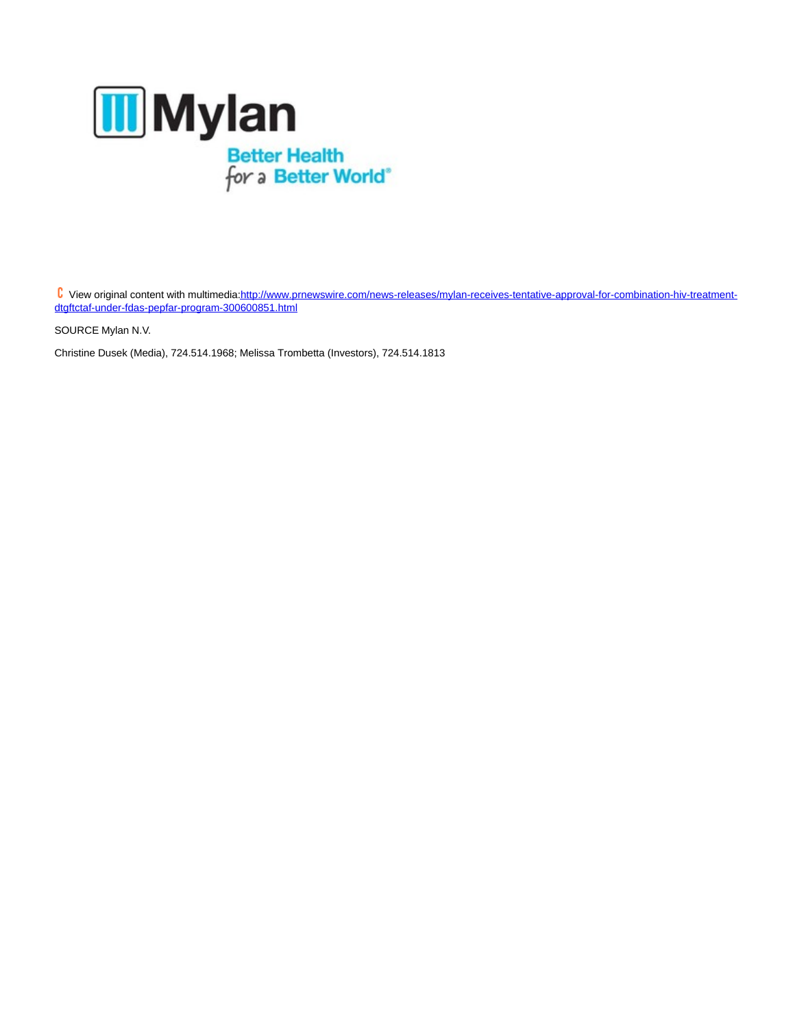View original content with multimedia:http://www.prnewswire.com/news-releases/mylan-receives-tentative-approval-for-combination-hiv-treatment-dtgftctaf-under-fdas-pepfar-program-300600851.html

SOURCE Mylan N.V.

Christine Dusek (Media), 724.514.1968; Melissa Trombetta (Investors), 724.514.1813